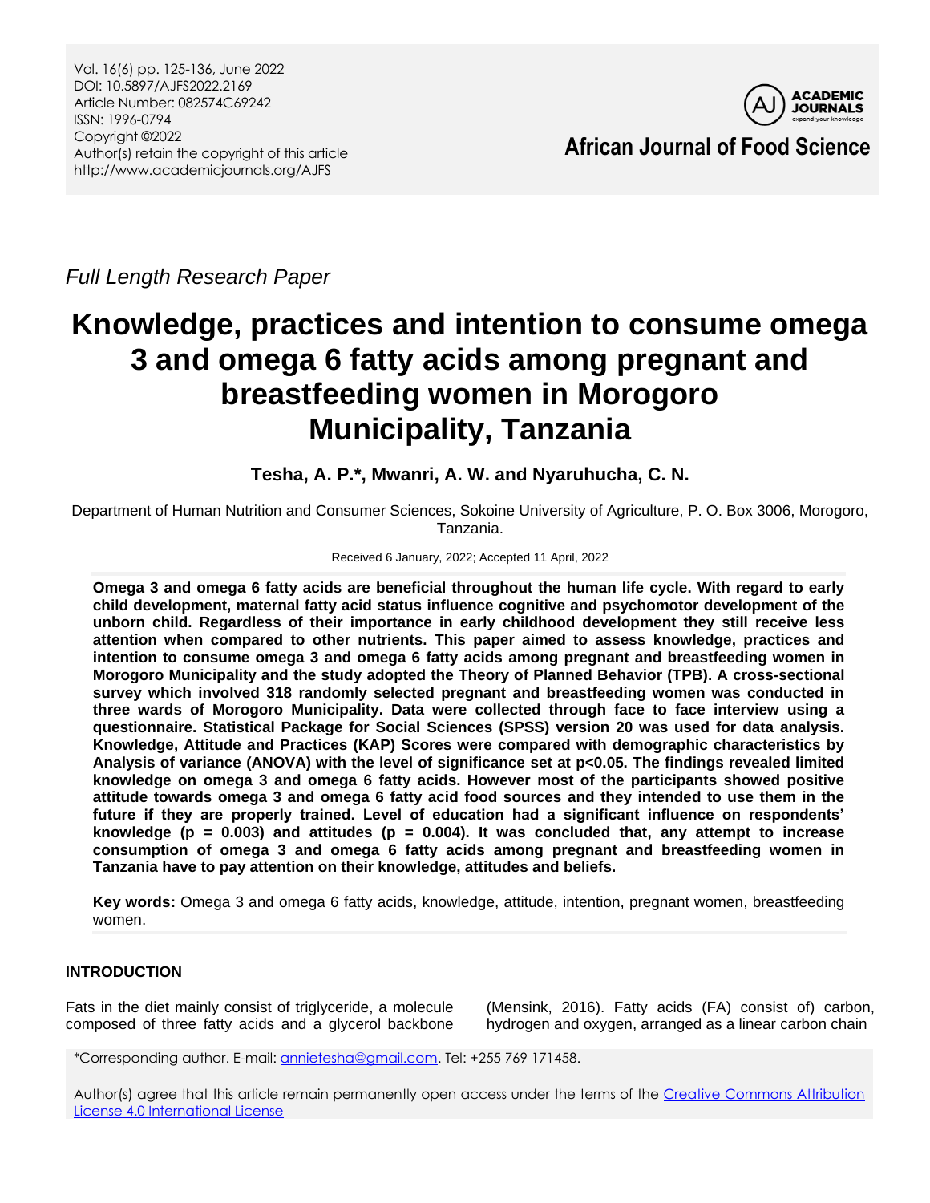Vol. 16(6) pp. 125-136, June 2022
DOI: 10.5897/AJFS2022.2169
Article Number: 082574C69242
ISSN: 1996-0794
Copyright ©2022
Author(s) retain the copyright of this article
http://www.academicjournals.org/AJFS

**African Journal of Food Science**

*Full Length Research Paper*

# Knowledge, practices and intention to consume omega 3 and omega 6 fatty acids among pregnant and breastfeeding women in Morogoro Municipality, Tanzania

**Tesha, A. P.*, Mwanri, A. W. and Nyaruhucha, C. N.**

Department of Human Nutrition and Consumer Sciences, Sokoine University of Agriculture, P. O. Box 3006, Morogoro, Tanzania.

Received 6 January, 2022; Accepted 11 April, 2022

**Omega 3 and omega 6 fatty acids are beneficial throughout the human life cycle. With regard to early child development, maternal fatty acid status influence cognitive and psychomotor development of the unborn child. Regardless of their importance in early childhood development they still receive less attention when compared to other nutrients. This paper aimed to assess knowledge, practices and intention to consume omega 3 and omega 6 fatty acids among pregnant and breastfeeding women in Morogoro Municipality and the study adopted the Theory of Planned Behavior (TPB). A cross-sectional survey which involved 318 randomly selected pregnant and breastfeeding women was conducted in three wards of Morogoro Municipality. Data were collected through face to face interview using a questionnaire. Statistical Package for Social Sciences (SPSS) version 20 was used for data analysis. Knowledge, Attitude and Practices (KAP) Scores were compared with demographic characteristics by Analysis of variance (ANOVA) with the level of significance set at $p<0.05$. The findings revealed limited knowledge on omega 3 and omega 6 fatty acids. However most of the participants showed positive attitude towards omega 3 and omega 6 fatty acid food sources and they intended to use them in the future if they are properly trained. Level of education had a significant influence on respondents' knowledge ($p = 0.003$) and attitudes ($p = 0.004$). It was concluded that, any attempt to increase consumption of omega 3 and omega 6 fatty acids among pregnant and breastfeeding women in Tanzania have to pay attention on their knowledge, attitudes and beliefs.**

**Key words:** Omega 3 and omega 6 fatty acids, knowledge, attitude, intention, pregnant women, breastfeeding women.

## INTRODUCTION

Fats in the diet mainly consist of triglyceride, a molecule composed of three fatty acids and a glycerol backbone (Mensink, 2016). Fatty acids (FA) consist of) carbon, hydrogen and oxygen, arranged as a linear carbon chain

*Corresponding author. E-mail: annietesha@gmail.com. Tel: +255 769 171458.

Author(s) agree that this article remain permanently open access under the terms of the Creative Commons Attribution License 4.0 International License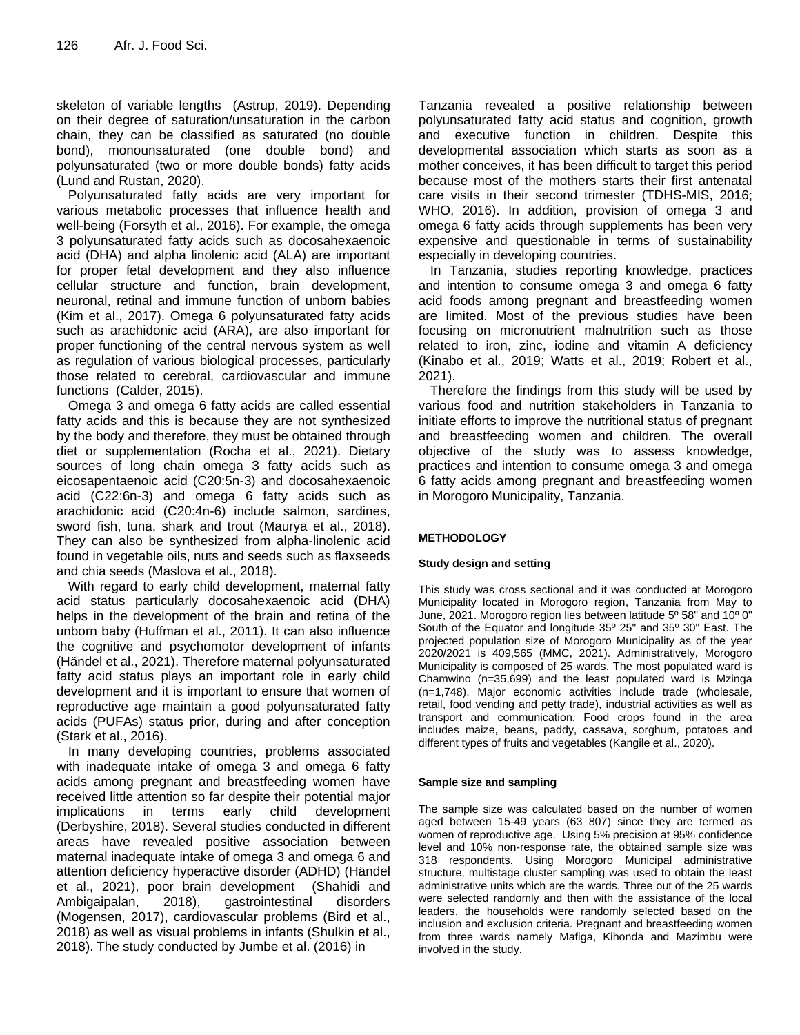skeleton of variable lengths (Astrup, 2019). Depending on their degree of saturation/unsaturation in the carbon chain, they can be classified as saturated (no double bond), monounsaturated (one double bond) and polyunsaturated (two or more double bonds) fatty acids (Lund and Rustan, 2020).

Polyunsaturated fatty acids are very important for various metabolic processes that influence health and well-being (Forsyth et al., 2016). For example, the omega 3 polyunsaturated fatty acids such as docosahexaenoic acid (DHA) and alpha linolenic acid (ALA) are important for proper fetal development and they also influence cellular structure and function, brain development, neuronal, retinal and immune function of unborn babies (Kim et al., 2017). Omega 6 polyunsaturated fatty acids such as arachidonic acid (ARA), are also important for proper functioning of the central nervous system as well as regulation of various biological processes, particularly those related to cerebral, cardiovascular and immune functions (Calder, 2015).

Omega 3 and omega 6 fatty acids are called essential fatty acids and this is because they are not synthesized by the body and therefore, they must be obtained through diet or supplementation (Rocha et al., 2021). Dietary sources of long chain omega 3 fatty acids such as eicosapentaenoic acid (C20:5n-3) and docosahexaenoic acid (C22:6n-3) and omega 6 fatty acids such as arachidonic acid (C20:4n-6) include salmon, sardines, sword fish, tuna, shark and trout (Maurya et al., 2018). They can also be synthesized from alpha-linolenic acid found in vegetable oils, nuts and seeds such as flaxseeds and chia seeds (Maslova et al., 2018).

With regard to early child development, maternal fatty acid status particularly docosahexaenoic acid (DHA) helps in the development of the brain and retina of the unborn baby (Huffman et al., 2011). It can also influence the cognitive and psychomotor development of infants (Händel et al., 2021). Therefore maternal polyunsaturated fatty acid status plays an important role in early child development and it is important to ensure that women of reproductive age maintain a good polyunsaturated fatty acids (PUFAs) status prior, during and after conception (Stark et al., 2016).

In many developing countries, problems associated with inadequate intake of omega 3 and omega 6 fatty acids among pregnant and breastfeeding women have received little attention so far despite their potential major implications in terms early child development (Derbyshire, 2018). Several studies conducted in different areas have revealed positive association between maternal inadequate intake of omega 3 and omega 6 and attention deficiency hyperactive disorder (ADHD) (Händel et al., 2021), poor brain development (Shahidi and Ambigaipalan, 2018), gastrointestinal disorders (Mogensen, 2017), cardiovascular problems (Bird et al., 2018) as well as visual problems in infants (Shulkin et al., 2018). The study conducted by Jumbe et al. (2016) in Tanzania revealed a positive relationship between polyunsaturated fatty acid status and cognition, growth and executive function in children. Despite this developmental association which starts as soon as a mother conceives, it has been difficult to target this period because most of the mothers starts their first antenatal care visits in their second trimester (TDHS-MIS, 2016; WHO, 2016). In addition, provision of omega 3 and omega 6 fatty acids through supplements has been very expensive and questionable in terms of sustainability especially in developing countries.

In Tanzania, studies reporting knowledge, practices and intention to consume omega 3 and omega 6 fatty acid foods among pregnant and breastfeeding women are limited. Most of the previous studies have been focusing on micronutrient malnutrition such as those related to iron, zinc, iodine and vitamin A deficiency (Kinabo et al., 2019; Watts et al., 2019; Robert et al., 2021).

Therefore the findings from this study will be used by various food and nutrition stakeholders in Tanzania to initiate efforts to improve the nutritional status of pregnant and breastfeeding women and children. The overall objective of the study was to assess knowledge, practices and intention to consume omega 3 and omega 6 fatty acids among pregnant and breastfeeding women in Morogoro Municipality, Tanzania.

## METHODOLOGY

### Study design and setting

This study was cross sectional and it was conducted at Morogoro Municipality located in Morogoro region, Tanzania from May to June, 2021. Morogoro region lies between latitude 5º 58" and 10º 0" South of the Equator and longitude 35º 25" and 35º 30" East. The projected population size of Morogoro Municipality as of the year 2020/2021 is 409,565 (MMC, 2021). Administratively, Morogoro Municipality is composed of 25 wards. The most populated ward is Chamwino (n=35,699) and the least populated ward is Mzinga (n=1,748). Major economic activities include trade (wholesale, retail, food vending and petty trade), industrial activities as well as transport and communication. Food crops found in the area includes maize, beans, paddy, cassava, sorghum, potatoes and different types of fruits and vegetables (Kangile et al., 2020).

### Sample size and sampling

The sample size was calculated based on the number of women aged between 15-49 years (63 807) since they are termed as women of reproductive age. Using 5% precision at 95% confidence level and 10% non-response rate, the obtained sample size was 318 respondents. Using Morogoro Municipal administrative structure, multistage cluster sampling was used to obtain the least administrative units which are the wards. Three out of the 25 wards were selected randomly and then with the assistance of the local leaders, the households were randomly selected based on the inclusion and exclusion criteria. Pregnant and breastfeeding women from three wards namely Mafiga, Kihonda and Mazimbu were involved in the study.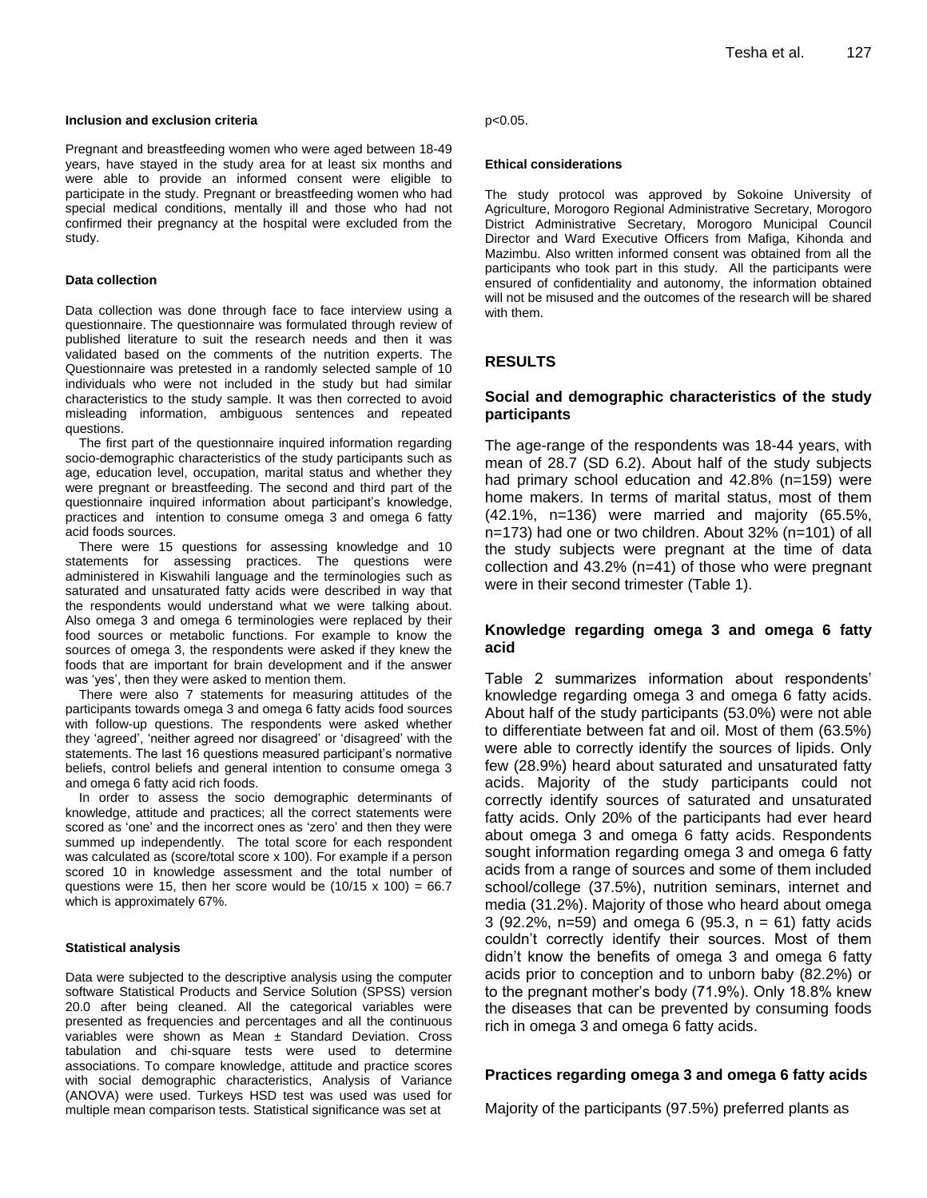#### Inclusion and exclusion criteria

Pregnant and breastfeeding women who were aged between 18-49 years, have stayed in the study area for at least six months and were able to provide an informed consent were eligible to participate in the study. Pregnant or breastfeeding women who had special medical conditions, mentally ill and those who had not confirmed their pregnancy at the hospital were excluded from the study.

#### Data collection

Data collection was done through face to face interview using a questionnaire. The questionnaire was formulated through review of published literature to suit the research needs and then it was validated based on the comments of the nutrition experts. The Questionnaire was pretested in a randomly selected sample of 10 individuals who were not included in the study but had similar characteristics to the study sample. It was then corrected to avoid misleading information, ambiguous sentences and repeated questions.

The first part of the questionnaire inquired information regarding socio-demographic characteristics of the study participants such as age, education level, occupation, marital status and whether they were pregnant or breastfeeding. The second and third part of the questionnaire inquired information about participant's knowledge, practices and intention to consume omega 3 and omega 6 fatty acid foods sources.

There were 15 questions for assessing knowledge and 10 statements for assessing practices. The questions were administered in Kiswahili language and the terminologies such as saturated and unsaturated fatty acids were described in way that the respondents would understand what we were talking about. Also omega 3 and omega 6 terminologies were replaced by their food sources or metabolic functions. For example to know the sources of omega 3, the respondents were asked if they knew the foods that are important for brain development and if the answer was 'yes', then they were asked to mention them.

There were also 7 statements for measuring attitudes of the participants towards omega 3 and omega 6 fatty acids food sources with follow-up questions. The respondents were asked whether they 'agreed', 'neither agreed nor disagreed' or 'disagreed' with the statements. The last 16 questions measured participant's normative beliefs, control beliefs and general intention to consume omega 3 and omega 6 fatty acid rich foods.

In order to assess the socio demographic determinants of knowledge, attitude and practices; all the correct statements were scored as 'one' and the incorrect ones as 'zero' and then they were summed up independently. The total score for each respondent was calculated as (score/total score x 100). For example if a person scored 10 in knowledge assessment and the total number of questions were 15, then her score would be $(10/15 \times 100) = 66.7$ which is approximately 67%.

#### Statistical analysis

Data were subjected to the descriptive analysis using the computer software Statistical Products and Service Solution (SPSS) version 20.0 after being cleaned. All the categorical variables were presented as frequencies and percentages and all the continuous variables were shown as Mean ± Standard Deviation. Cross tabulation and chi-square tests were used to determine associations. To compare knowledge, attitude and practice scores with social demographic characteristics, Analysis of Variance (ANOVA) were used. Turkeys HSD test was used was used for multiple mean comparison tests. Statistical significance was set at $p<0.05$.

#### Ethical considerations

The study protocol was approved by Sokoine University of Agriculture, Morogoro Regional Administrative Secretary, Morogoro District Administrative Secretary, Morogoro Municipal Council Director and Ward Executive Officers from Mafiga, Kihonda and Mazimbu. Also written informed consent was obtained from all the participants who took part in this study. All the participants were ensured of confidentiality and autonomy, the information obtained will not be misused and the outcomes of the research will be shared with them.

## RESULTS

### Social and demographic characteristics of the study participants

The age-range of the respondents was 18-44 years, with mean of 28.7 (SD 6.2). About half of the study subjects had primary school education and 42.8% (n=159) were home makers. In terms of marital status, most of them (42.1%, n=136) were married and majority (65.5%, n=173) had one or two children. About 32% (n=101) of all the study subjects were pregnant at the time of data collection and 43.2% (n=41) of those who were pregnant were in their second trimester (Table 1).

### Knowledge regarding omega 3 and omega 6 fatty acid

Table 2 summarizes information about respondents' knowledge regarding omega 3 and omega 6 fatty acids. About half of the study participants (53.0%) were not able to differentiate between fat and oil. Most of them (63.5%) were able to correctly identify the sources of lipids. Only few (28.9%) heard about saturated and unsaturated fatty acids. Majority of the study participants could not correctly identify sources of saturated and unsaturated fatty acids. Only 20% of the participants had ever heard about omega 3 and omega 6 fatty acids. Respondents sought information regarding omega 3 and omega 6 fatty acids from a range of sources and some of them included school/college (37.5%), nutrition seminars, internet and media (31.2%). Majority of those who heard about omega 3 (92.2%, n=59) and omega 6 (95.3, n = 61) fatty acids couldn't correctly identify their sources. Most of them didn't know the benefits of omega 3 and omega 6 fatty acids prior to conception and to unborn baby (82.2%) or to the pregnant mother's body (71.9%). Only 18.8% knew the diseases that can be prevented by consuming foods rich in omega 3 and omega 6 fatty acids.

### Practices regarding omega 3 and omega 6 fatty acids

Majority of the participants (97.5%) preferred plants as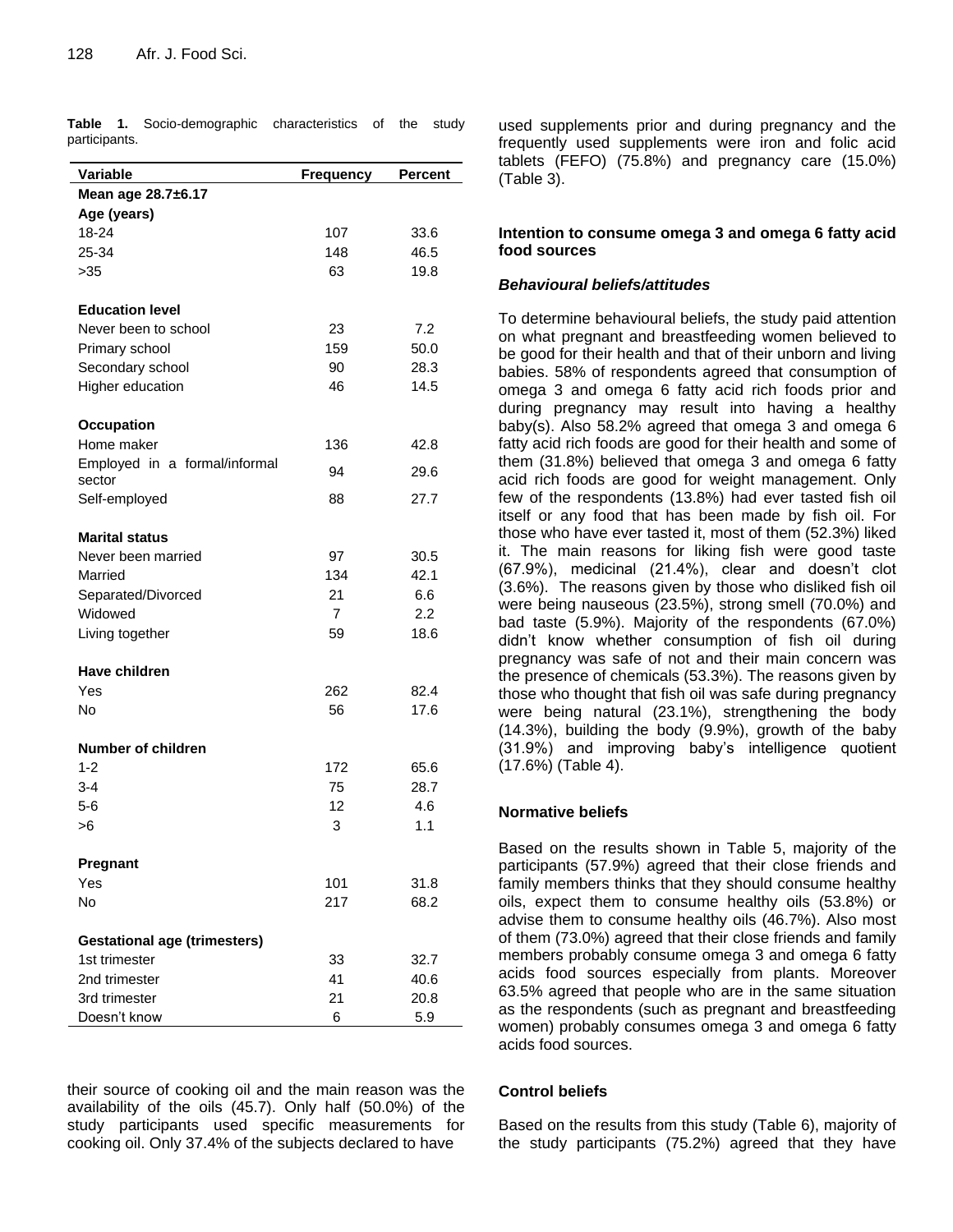**Table 1.** Socio-demographic characteristics of the study participants.

| Variable | Frequency | Percent |
|---|---|---|
| **Mean age 28.7±6.17** | | |
| **Age (years)** | | |
| 18-24 | 107 | 33.6 |
| 25-34 | 148 | 46.5 |
| >35 | 63 | 19.8 |
| | | |
| **Education level** | | |
| Never been to school | 23 | 7.2 |
| Primary school | 159 | 50.0 |
| Secondary school | 90 | 28.3 |
| Higher education | 46 | 14.5 |
| | | |
| **Occupation** | | |
| Home maker | 136 | 42.8 |
| Employed in a formal/informal sector | 94 | 29.6 |
| Self-employed | 88 | 27.7 |
| | | |
| **Marital status** | | |
| Never been married | 97 | 30.5 |
| Married | 134 | 42.1 |
| Separated/Divorced | 21 | 6.6 |
| Widowed | 7 | 2.2 |
| Living together | 59 | 18.6 |
| | | |
| **Have children** | | |
| Yes | 262 | 82.4 |
| No | 56 | 17.6 |
| | | |
| **Number of children** | | |
| 1-2 | 172 | 65.6 |
| 3-4 | 75 | 28.7 |
| 5-6 | 12 | 4.6 |
| >6 | 3 | 1.1 |
| | | |
| **Pregnant** | | |
| Yes | 101 | 31.8 |
| No | 217 | 68.2 |
| | | |
| **Gestational age (trimesters)** | | |
| 1st trimester | 33 | 32.7 |
| 2nd trimester | 41 | 40.6 |
| 3rd trimester | 21 | 20.8 |
| Doesn't know | 6 | 5.9 |

their source of cooking oil and the main reason was the availability of the oils (45.7). Only half (50.0%) of the study participants used specific measurements for cooking oil. Only 37.4% of the subjects declared to have used supplements prior and during pregnancy and the frequently used supplements were iron and folic acid tablets (FEFO) (75.8%) and pregnancy care (15.0%) (Table 3).

**Intention to consume omega 3 and omega 6 fatty acid food sources**

***Behavioural beliefs/attitudes***

To determine behavioural beliefs, the study paid attention on what pregnant and breastfeeding women believed to be good for their health and that of their unborn and living babies. 58% of respondents agreed that consumption of omega 3 and omega 6 fatty acid rich foods prior and during pregnancy may result into having a healthy baby(s). Also 58.2% agreed that omega 3 and omega 6 fatty acid rich foods are good for their health and some of them (31.8%) believed that omega 3 and omega 6 fatty acid rich foods are good for weight management. Only few of the respondents (13.8%) had ever tasted fish oil itself or any food that has been made by fish oil. For those who have ever tasted it, most of them (52.3%) liked it. The main reasons for liking fish were good taste (67.9%), medicinal (21.4%), clear and doesn't clot (3.6%). The reasons given by those who disliked fish oil were being nauseous (23.5%), strong smell (70.0%) and bad taste (5.9%). Majority of the respondents (67.0%) didn't know whether consumption of fish oil during pregnancy was safe of not and their main concern was the presence of chemicals (53.3%). The reasons given by those who thought that fish oil was safe during pregnancy were being natural (23.1%), strengthening the body (14.3%), building the body (9.9%), growth of the baby (31.9%) and improving baby's intelligence quotient (17.6%) (Table 4).

**Normative beliefs**

Based on the results shown in Table 5, majority of the participants (57.9%) agreed that their close friends and family members thinks that they should consume healthy oils, expect them to consume healthy oils (53.8%) or advise them to consume healthy oils (46.7%). Also most of them (73.0%) agreed that their close friends and family members probably consume omega 3 and omega 6 fatty acids food sources especially from plants. Moreover 63.5% agreed that people who are in the same situation as the respondents (such as pregnant and breastfeeding women) probably consumes omega 3 and omega 6 fatty acids food sources.

**Control beliefs**

Based on the results from this study (Table 6), majority of the study participants (75.2%) agreed that they have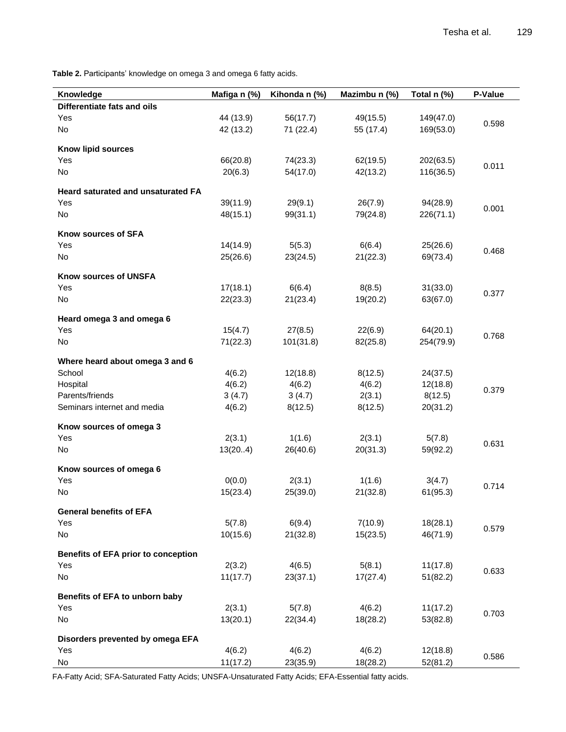**Table 2.** Participants' knowledge on omega 3 and omega 6 fatty acids.

| Knowledge | Mafiga n (%) | Kihonda n (%) | Mazimbu n (%) | Total n (%) | P-Value |
|---|---|---|---|---|---|
| **Differentiate fats and oils** | | | | | |
| Yes | 44 (13.9) | 56(17.7) | 49(15.5) | 149(47.0) | 0.598 |
| No | 42 (13.2) | 71 (22.4) | 55 (17.4) | 169(53.0) | |
| **Know lipid sources** | | | | | |
| Yes | 66(20.8) | 74(23.3) | 62(19.5) | 202(63.5) | 0.011 |
| No | 20(6.3) | 54(17.0) | 42(13.2) | 116(36.5) | |
| **Heard saturated and unsaturated FA** | | | | | |
| Yes | 39(11.9) | 29(9.1) | 26(7.9) | 94(28.9) | 0.001 |
| No | 48(15.1) | 99(31.1) | 79(24.8) | 226(71.1) | |
| **Know sources of SFA** | | | | | |
| Yes | 14(14.9) | 5(5.3) | 6(6.4) | 25(26.6) | 0.468 |
| No | 25(26.6) | 23(24.5) | 21(22.3) | 69(73.4) | |
| **Know sources of UNSFA** | | | | | |
| Yes | 17(18.1) | 6(6.4) | 8(8.5) | 31(33.0) | 0.377 |
| No | 22(23.3) | 21(23.4) | 19(20.2) | 63(67.0) | |
| **Heard omega 3 and omega 6** | | | | | |
| Yes | 15(4.7) | 27(8.5) | 22(6.9) | 64(20.1) | 0.768 |
| No | 71(22.3) | 101(31.8) | 82(25.8) | 254(79.9) | |
| **Where heard about omega 3 and 6** | | | | | |
| School | 4(6.2) | 12(18.8) | 8(12.5) | 24(37.5) | 0.379 |
| Hospital | 4(6.2) | 4(6.2) | 4(6.2) | 12(18.8) | |
| Parents/friends | 3 (4.7) | 3 (4.7) | 2(3.1) | 8(12.5) | |
| Seminars internet and media | 4(6.2) | 8(12.5) | 8(12.5) | 20(31.2) | |
| **Know sources of omega 3** | | | | | |
| Yes | 2(3.1) | 1(1.6) | 2(3.1) | 5(7.8) | 0.631 |
| No | 13(20..4) | 26(40.6) | 20(31.3) | 59(92.2) | |
| **Know sources of omega 6** | | | | | |
| Yes | 0(0.0) | 2(3.1) | 1(1.6) | 3(4.7) | 0.714 |
| No | 15(23.4) | 25(39.0) | 21(32.8) | 61(95.3) | |
| **General benefits of EFA** | | | | | |
| Yes | 5(7.8) | 6(9.4) | 7(10.9) | 18(28.1) | 0.579 |
| No | 10(15.6) | 21(32.8) | 15(23.5) | 46(71.9) | |
| **Benefits of EFA prior to conception** | | | | | |
| Yes | 2(3.2) | 4(6.5) | 5(8.1) | 11(17.8) | 0.633 |
| No | 11(17.7) | 23(37.1) | 17(27.4) | 51(82.2) | |
| **Benefits of EFA to unborn baby** | | | | | |
| Yes | 2(3.1) | 5(7.8) | 4(6.2) | 11(17.2) | 0.703 |
| No | 13(20.1) | 22(34.4) | 18(28.2) | 53(82.8) | |
| **Disorders prevented by omega EFA** | | | | | |
| Yes | 4(6.2) | 4(6.2) | 4(6.2) | 12(18.8) | 0.586 |
| No | 11(17.2) | 23(35.9) | 18(28.2) | 52(81.2) | |

FA-Fatty Acid; SFA-Saturated Fatty Acids; UNSFA-Unsaturated Fatty Acids; EFA-Essential fatty acids.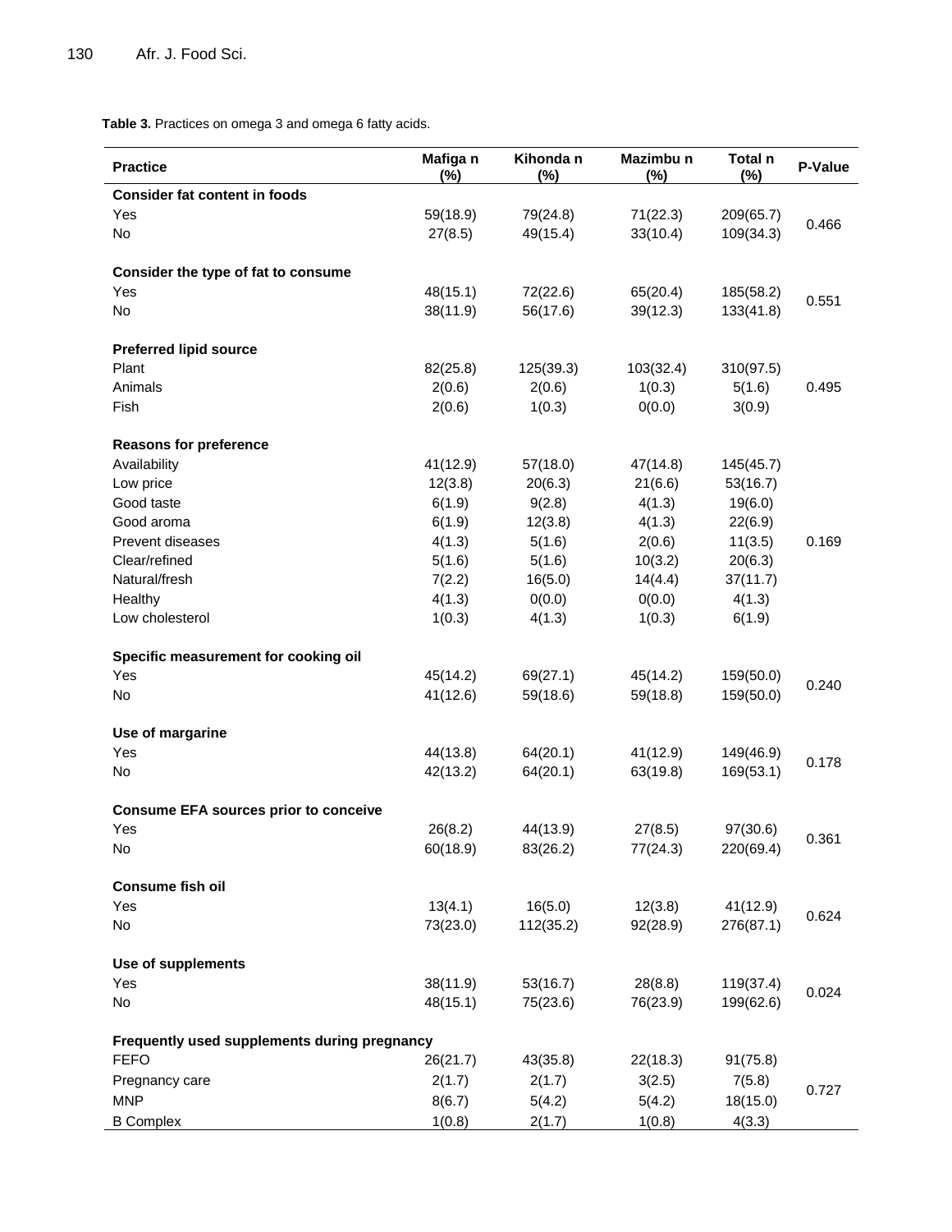**Table 3.** Practices on omega 3 and omega 6 fatty acids.

| Practice | Mafiga n (%) | Kihonda n (%) | Mazimbu n (%) | Total n (%) | P-Value |
|---|---|---|---|---|---|
| **Consider fat content in foods** | | | | | |
| Yes | 59(18.9) | 79(24.8) | 71(22.3) | 209(65.7) | 0.466 |
| No | 27(8.5) | 49(15.4) | 33(10.4) | 109(34.3) | |
| **Consider the type of fat to consume** | | | | | |
| Yes | 48(15.1) | 72(22.6) | 65(20.4) | 185(58.2) | 0.551 |
| No | 38(11.9) | 56(17.6) | 39(12.3) | 133(41.8) | |
| **Preferred lipid source** | | | | | |
| Plant | 82(25.8) | 125(39.3) | 103(32.4) | 310(97.5) | 0.495 |
| Animals | 2(0.6) | 2(0.6) | 1(0.3) | 5(1.6) | |
| Fish | 2(0.6) | 1(0.3) | 0(0.0) | 3(0.9) | |
| **Reasons for preference** | | | | | |
| Availability | 41(12.9) | 57(18.0) | 47(14.8) | 145(45.7) | 0.169 |
| Low price | 12(3.8) | 20(6.3) | 21(6.6) | 53(16.7) | |
| Good taste | 6(1.9) | 9(2.8) | 4(1.3) | 19(6.0) | |
| Good aroma | 6(1.9) | 12(3.8) | 4(1.3) | 22(6.9) | |
| Prevent diseases | 4(1.3) | 5(1.6) | 2(0.6) | 11(3.5) | |
| Clear/refined | 5(1.6) | 5(1.6) | 10(3.2) | 20(6.3) | |
| Natural/fresh | 7(2.2) | 16(5.0) | 14(4.4) | 37(11.7) | |
| Healthy | 4(1.3) | 0(0.0) | 0(0.0) | 4(1.3) | |
| Low cholesterol | 1(0.3) | 4(1.3) | 1(0.3) | 6(1.9) | |
| **Specific measurement for cooking oil** | | | | | |
| Yes | 45(14.2) | 69(27.1) | 45(14.2) | 159(50.0) | 0.240 |
| No | 41(12.6) | 59(18.6) | 59(18.8) | 159(50.0) | |
| **Use of margarine** | | | | | |
| Yes | 44(13.8) | 64(20.1) | 41(12.9) | 149(46.9) | 0.178 |
| No | 42(13.2) | 64(20.1) | 63(19.8) | 169(53.1) | |
| **Consume EFA sources prior to conceive** | | | | | |
| Yes | 26(8.2) | 44(13.9) | 27(8.5) | 97(30.6) | 0.361 |
| No | 60(18.9) | 83(26.2) | 77(24.3) | 220(69.4) | |
| **Consume fish oil** | | | | | |
| Yes | 13(4.1) | 16(5.0) | 12(3.8) | 41(12.9) | 0.624 |
| No | 73(23.0) | 112(35.2) | 92(28.9) | 276(87.1) | |
| **Use of supplements** | | | | | |
| Yes | 38(11.9) | 53(16.7) | 28(8.8) | 119(37.4) | 0.024 |
| No | 48(15.1) | 75(23.6) | 76(23.9) | 199(62.6) | |
| **Frequently used supplements during pregnancy** | | | | | |
| FEFO | 26(21.7) | 43(35.8) | 22(18.3) | 91(75.8) | 0.727 |
| Pregnancy care | 2(1.7) | 2(1.7) | 3(2.5) | 7(5.8) | |
| MNP | 8(6.7) | 5(4.2) | 5(4.2) | 18(15.0) | |
| B Complex | 1(0.8) | 2(1.7) | 1(0.8) | 4(3.3) | |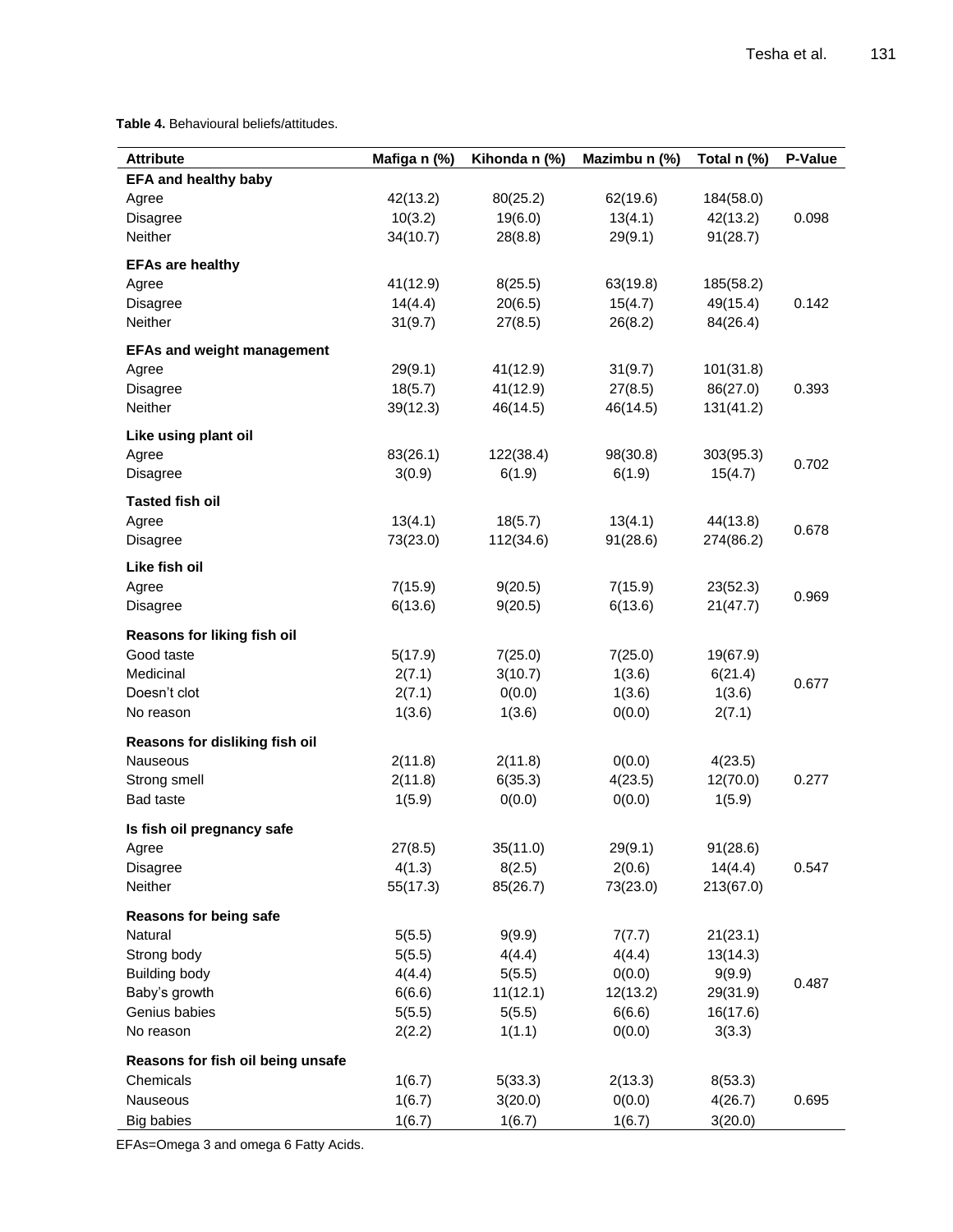**Table 4.** Behavioural beliefs/attitudes.

| Attribute | Mafiga n (%) | Kihonda n (%) | Mazimbu n (%) | Total n (%) | P-Value |
|---|---|---|---|---|---|
| **EFA and healthy baby** | | | | | |
| Agree | 42(13.2) | 80(25.2) | 62(19.6) | 184(58.0) | |
| Disagree | 10(3.2) | 19(6.0) | 13(4.1) | 42(13.2) | 0.098 |
| Neither | 34(10.7) | 28(8.8) | 29(9.1) | 91(28.7) | |
| **EFAs are healthy** | | | | | |
| Agree | 41(12.9) | 8(25.5) | 63(19.8) | 185(58.2) | |
| Disagree | 14(4.4) | 20(6.5) | 15(4.7) | 49(15.4) | 0.142 |
| Neither | 31(9.7) | 27(8.5) | 26(8.2) | 84(26.4) | |
| **EFAs and weight management** | | | | | |
| Agree | 29(9.1) | 41(12.9) | 31(9.7) | 101(31.8) | |
| Disagree | 18(5.7) | 41(12.9) | 27(8.5) | 86(27.0) | 0.393 |
| Neither | 39(12.3) | 46(14.5) | 46(14.5) | 131(41.2) | |
| **Like using plant oil** | | | | | |
| Agree | 83(26.1) | 122(38.4) | 98(30.8) | 303(95.3) | 0.702 |
| Disagree | 3(0.9) | 6(1.9) | 6(1.9) | 15(4.7) | |
| **Tasted fish oil** | | | | | |
| Agree | 13(4.1) | 18(5.7) | 13(4.1) | 44(13.8) | 0.678 |
| Disagree | 73(23.0) | 112(34.6) | 91(28.6) | 274(86.2) | |
| **Like fish oil** | | | | | |
| Agree | 7(15.9) | 9(20.5) | 7(15.9) | 23(52.3) | 0.969 |
| Disagree | 6(13.6) | 9(20.5) | 6(13.6) | 21(47.7) | |
| **Reasons for liking fish oil** | | | | | |
| Good taste | 5(17.9) | 7(25.0) | 7(25.0) | 19(67.9) | |
| Medicinal | 2(7.1) | 3(10.7) | 1(3.6) | 6(21.4) | 0.677 |
| Doesn't clot | 2(7.1) | 0(0.0) | 1(3.6) | 1(3.6) | |
| No reason | 1(3.6) | 1(3.6) | 0(0.0) | 2(7.1) | |
| **Reasons for disliking fish oil** | | | | | |
| Nauseous | 2(11.8) | 2(11.8) | 0(0.0) | 4(23.5) | |
| Strong smell | 2(11.8) | 6(35.3) | 4(23.5) | 12(70.0) | 0.277 |
| Bad taste | 1(5.9) | 0(0.0) | 0(0.0) | 1(5.9) | |
| **Is fish oil pregnancy safe** | | | | | |
| Agree | 27(8.5) | 35(11.0) | 29(9.1) | 91(28.6) | |
| Disagree | 4(1.3) | 8(2.5) | 2(0.6) | 14(4.4) | 0.547 |
| Neither | 55(17.3) | 85(26.7) | 73(23.0) | 213(67.0) | |
| **Reasons for being safe** | | | | | |
| Natural | 5(5.5) | 9(9.9) | 7(7.7) | 21(23.1) | |
| Strong body | 5(5.5) | 4(4.4) | 4(4.4) | 13(14.3) | |
| Building body | 4(4.4) | 5(5.5) | 0(0.0) | 9(9.9) | 0.487 |
| Baby's growth | 6(6.6) | 11(12.1) | 12(13.2) | 29(31.9) | |
| Genius babies | 5(5.5) | 5(5.5) | 6(6.6) | 16(17.6) | |
| No reason | 2(2.2) | 1(1.1) | 0(0.0) | 3(3.3) | |
| **Reasons for fish oil being unsafe** | | | | | |
| Chemicals | 1(6.7) | 5(33.3) | 2(13.3) | 8(53.3) | |
| Nauseous | 1(6.7) | 3(20.0) | 0(0.0) | 4(26.7) | 0.695 |
| Big babies | 1(6.7) | 1(6.7) | 1(6.7) | 3(20.0) | |

EFAs=Omega 3 and omega 6 Fatty Acids.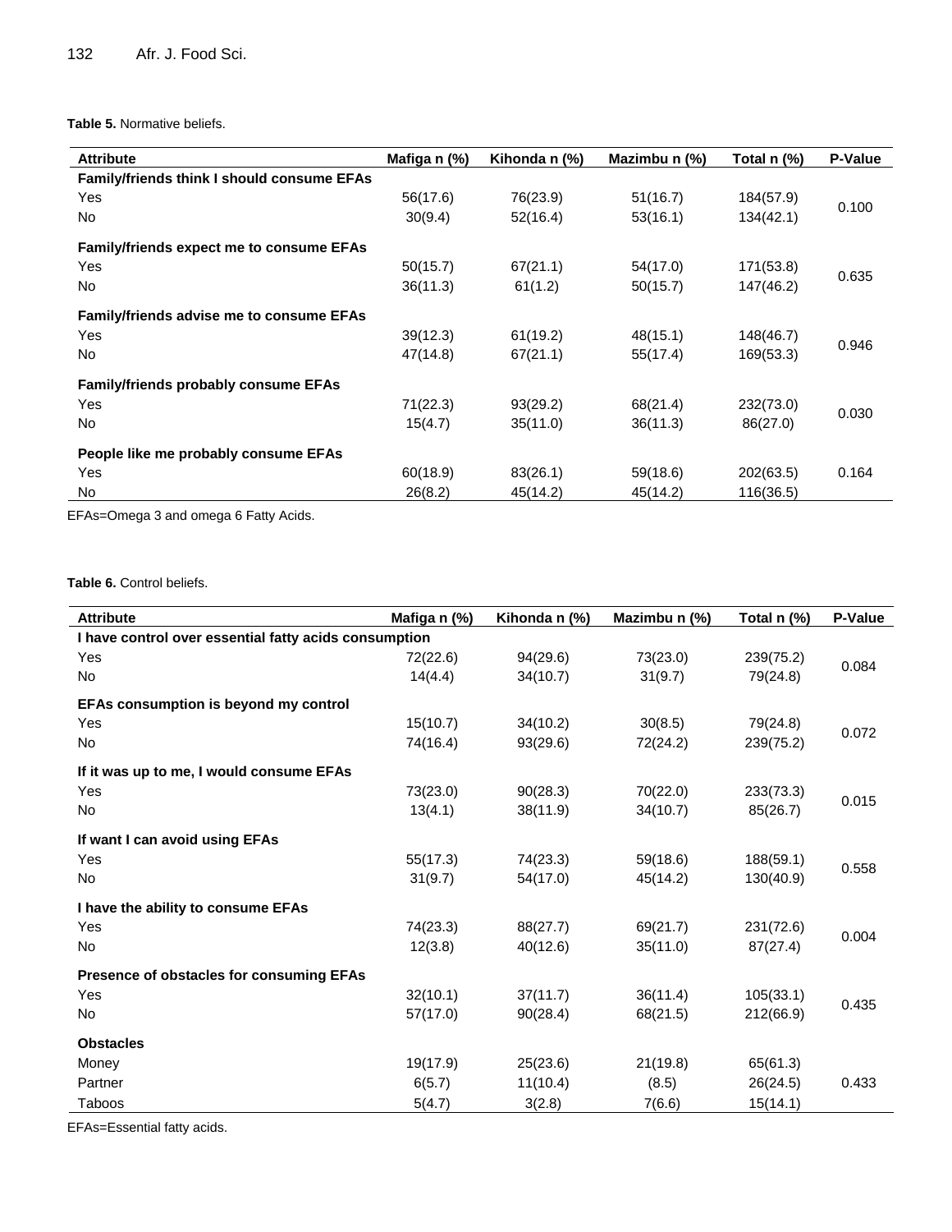**Table 5.** Normative beliefs.

| Attribute | Mafiga n (%) | Kihonda n (%) | Mazimbu n (%) | Total n (%) | P-Value |
|---|---|---|---|---|---|
| **Family/friends think I should consume EFAs** | | | | | |
| Yes | 56(17.6) | 76(23.9) | 51(16.7) | 184(57.9) | 0.100 |
| No | 30(9.4) | 52(16.4) | 53(16.1) | 134(42.1) | |
| **Family/friends expect me to consume EFAs** | | | | | |
| Yes | 50(15.7) | 67(21.1) | 54(17.0) | 171(53.8) | 0.635 |
| No | 36(11.3) | 61(1.2) | 50(15.7) | 147(46.2) | |
| **Family/friends advise me to consume EFAs** | | | | | |
| Yes | 39(12.3) | 61(19.2) | 48(15.1) | 148(46.7) | 0.946 |
| No | 47(14.8) | 67(21.1) | 55(17.4) | 169(53.3) | |
| **Family/friends probably consume EFAs** | | | | | |
| Yes | 71(22.3) | 93(29.2) | 68(21.4) | 232(73.0) | 0.030 |
| No | 15(4.7) | 35(11.0) | 36(11.3) | 86(27.0) | |
| **People like me probably consume EFAs** | | | | | |
| Yes | 60(18.9) | 83(26.1) | 59(18.6) | 202(63.5) | 0.164 |
| No | 26(8.2) | 45(14.2) | 45(14.2) | 116(36.5) | |

EFAs=Omega 3 and omega 6 Fatty Acids.

**Table 6.** Control beliefs.

| Attribute | Mafiga n (%) | Kihonda n (%) | Mazimbu n (%) | Total n (%) | P-Value |
|---|---|---|---|---|---|
| **I have control over essential fatty acids consumption** | | | | | |
| Yes | 72(22.6) | 94(29.6) | 73(23.0) | 239(75.2) | 0.084 |
| No | 14(4.4) | 34(10.7) | 31(9.7) | 79(24.8) | |
| **EFAs consumption is beyond my control** | | | | | |
| Yes | 15(10.7) | 34(10.2) | 30(8.5) | 79(24.8) | 0.072 |
| No | 74(16.4) | 93(29.6) | 72(24.2) | 239(75.2) | |
| **If it was up to me, I would consume EFAs** | | | | | |
| Yes | 73(23.0) | 90(28.3) | 70(22.0) | 233(73.3) | 0.015 |
| No | 13(4.1) | 38(11.9) | 34(10.7) | 85(26.7) | |
| **If want I can avoid using EFAs** | | | | | |
| Yes | 55(17.3) | 74(23.3) | 59(18.6) | 188(59.1) | 0.558 |
| No | 31(9.7) | 54(17.0) | 45(14.2) | 130(40.9) | |
| **I have the ability to consume EFAs** | | | | | |
| Yes | 74(23.3) | 88(27.7) | 69(21.7) | 231(72.6) | 0.004 |
| No | 12(3.8) | 40(12.6) | 35(11.0) | 87(27.4) | |
| **Presence of obstacles for consuming EFAs** | | | | | |
| Yes | 32(10.1) | 37(11.7) | 36(11.4) | 105(33.1) | 0.435 |
| No | 57(17.0) | 90(28.4) | 68(21.5) | 212(66.9) | |
| **Obstacles** | | | | | |
| Money | 19(17.9) | 25(23.6) | 21(19.8) | 65(61.3) | |
| Partner | 6(5.7) | 11(10.4) | (8.5) | 26(24.5) | 0.433 |
| Taboos | 5(4.7) | 3(2.8) | 7(6.6) | 15(14.1) | |

EFAs=Essential fatty acids.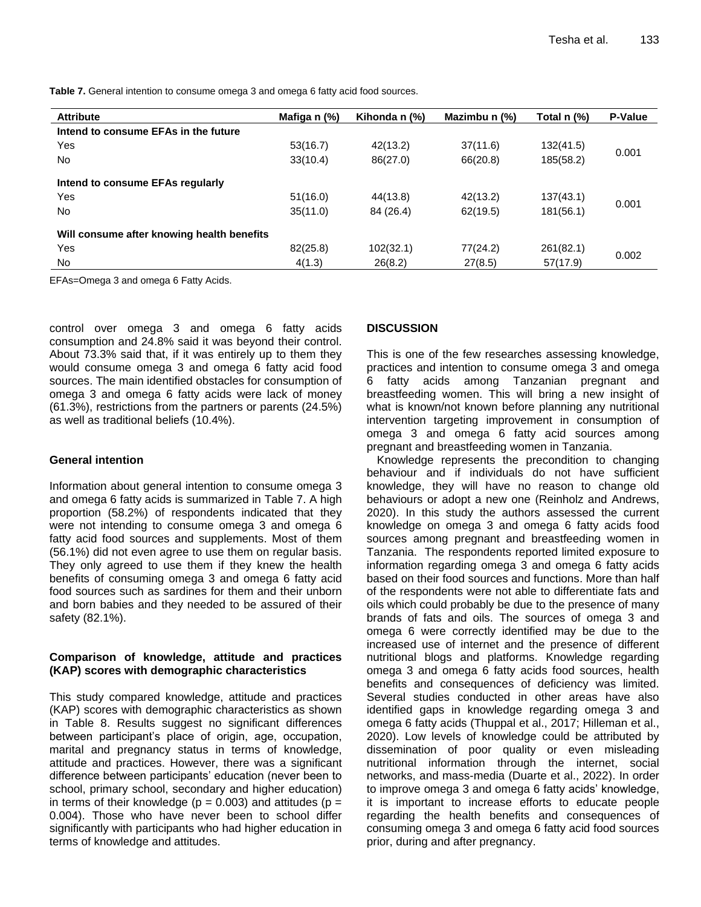**Table 7.** General intention to consume omega 3 and omega 6 fatty acid food sources.

| Attribute | Mafiga n (%) | Kihonda n (%) | Mazimbu n (%) | Total n (%) | P-Value |
|---|---|---|---|---|---|
| **Intend to consume EFAs in the future** | | | | | |
| Yes | 53(16.7) | 42(13.2) | 37(11.6) | 132(41.5) | 0.001 |
| No | 33(10.4) | 86(27.0) | 66(20.8) | 185(58.2) | |
| **Intend to consume EFAs regularly** | | | | | |
| Yes | 51(16.0) | 44(13.8) | 42(13.2) | 137(43.1) | 0.001 |
| No | 35(11.0) | 84 (26.4) | 62(19.5) | 181(56.1) | |
| **Will consume after knowing health benefits** | | | | | |
| Yes | 82(25.8) | 102(32.1) | 77(24.2) | 261(82.1) | 0.002 |
| No | 4(1.3) | 26(8.2) | 27(8.5) | 57(17.9) | |

EFAs=Omega 3 and omega 6 Fatty Acids.

control over omega 3 and omega 6 fatty acids consumption and 24.8% said it was beyond their control. About 73.3% said that, if it was entirely up to them they would consume omega 3 and omega 6 fatty acid food sources. The main identified obstacles for consumption of omega 3 and omega 6 fatty acids were lack of money (61.3%), restrictions from the partners or parents (24.5%) as well as traditional beliefs (10.4%).

### General intention

Information about general intention to consume omega 3 and omega 6 fatty acids is summarized in Table 7. A high proportion (58.2%) of respondents indicated that they were not intending to consume omega 3 and omega 6 fatty acid food sources and supplements. Most of them (56.1%) did not even agree to use them on regular basis. They only agreed to use them if they knew the health benefits of consuming omega 3 and omega 6 fatty acid food sources such as sardines for them and their unborn and born babies and they needed to be assured of their safety (82.1%).

### Comparison of knowledge, attitude and practices (KAP) scores with demographic characteristics

This study compared knowledge, attitude and practices (KAP) scores with demographic characteristics as shown in Table 8. Results suggest no significant differences between participant's place of origin, age, occupation, marital and pregnancy status in terms of knowledge, attitude and practices. However, there was a significant difference between participants' education (never been to school, primary school, secondary and higher education) in terms of their knowledge ($p = 0.003$) and attitudes ($p = 0.004$). Those who have never been to school differ significantly with participants who had higher education in terms of knowledge and attitudes.

## DISCUSSION

This is one of the few researches assessing knowledge, practices and intention to consume omega 3 and omega 6 fatty acids among Tanzanian pregnant and breastfeeding women. This will bring a new insight of what is known/not known before planning any nutritional intervention targeting improvement in consumption of omega 3 and omega 6 fatty acid sources among pregnant and breastfeeding women in Tanzania.

Knowledge represents the precondition to changing behaviour and if individuals do not have sufficient knowledge, they will have no reason to change old behaviours or adopt a new one (Reinholz and Andrews, 2020). In this study the authors assessed the current knowledge on omega 3 and omega 6 fatty acids food sources among pregnant and breastfeeding women in Tanzania. The respondents reported limited exposure to information regarding omega 3 and omega 6 fatty acids based on their food sources and functions. More than half of the respondents were not able to differentiate fats and oils which could probably be due to the presence of many brands of fats and oils. The sources of omega 3 and omega 6 were correctly identified may be due to the increased use of internet and the presence of different nutritional blogs and platforms. Knowledge regarding omega 3 and omega 6 fatty acids food sources, health benefits and consequences of deficiency was limited. Several studies conducted in other areas have also identified gaps in knowledge regarding omega 3 and omega 6 fatty acids (Thuppal et al., 2017; Hilleman et al., 2020). Low levels of knowledge could be attributed by dissemination of poor quality or even misleading nutritional information through the internet, social networks, and mass-media (Duarte et al., 2022). In order to improve omega 3 and omega 6 fatty acids' knowledge, it is important to increase efforts to educate people regarding the health benefits and consequences of consuming omega 3 and omega 6 fatty acid food sources prior, during and after pregnancy.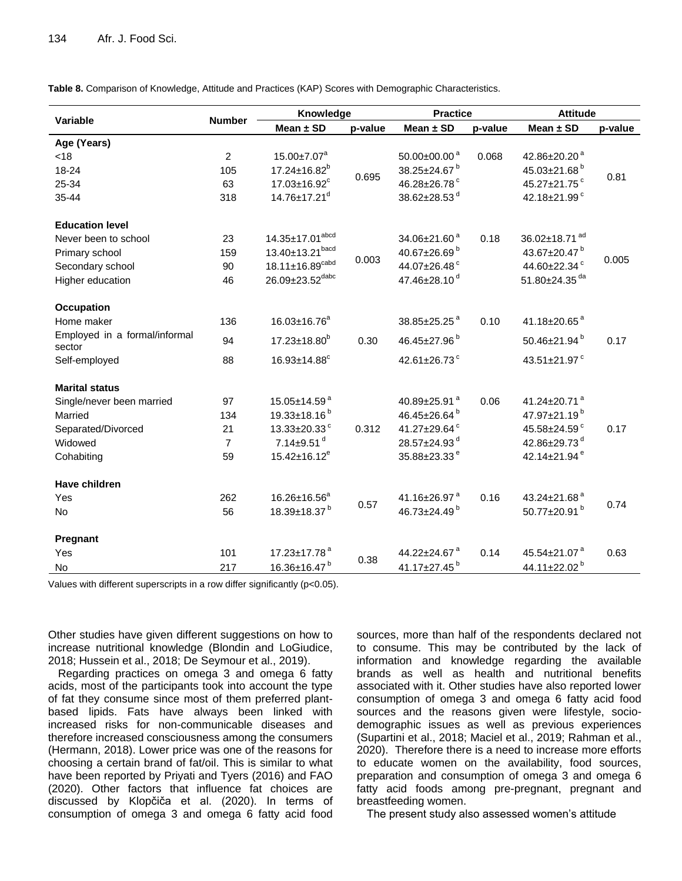**Table 8.** Comparison of Knowledge, Attitude and Practices (KAP) Scores with Demographic Characteristics.

| Variable | Number | Knowledge | | Practice | | Attitude | |
|---|---|---|---|---|---|---|---|
| | | Mean ± SD | p-value | Mean ± SD | p-value | Mean ± SD | p-value |
| **Age (Years)** | | | | | | | |
| <18 | 2 | 15.00±7.07[a] | 0.695 | 50.00±00.00[a] | 0.068 | 42.86±20.20[a] | 0.81 |
| 18-24 | 105 | 17.24±16.82[b] | | 38.25±24.67[b] | | 45.03±21.68[b] | |
| 25-34 | 63 | 17.03±16.92[c] | | 46.28±26.78[c] | | 45.27±21.75[c] | |
| 35-44 | 318 | 14.76±17.21[d] | | 38.62±28.53[d] | | 42.18±21.99[c] | |
| **Education level** | | | | | | | |
| Never been to school | 23 | 14.35±17.01[abcd] | 0.003 | 34.06±21.60[a] | 0.18 | 36.02±18.71[ad] | 0.005 |
| Primary school | 159 | 13.40±13.21[bacd] | | 40.67±26.69[b] | | 43.67±20.47[b] | |
| Secondary school | 90 | 18.11±16.89[cabd] | | 44.07±26.48[c] | | 44.60±22.34[c] | |
| Higher education | 46 | 26.09±23.52[dabc] | | 47.46±28.10[d] | | 51.80±24.35[da] | |
| **Occupation** | | | | | | | |
| Home maker | 136 | 16.03±16.76[a] | 0.30 | 38.85±25.25[a] | 0.10 | 41.18±20.65[a] | 0.17 |
| Employed in a formal/informal sector | 94 | 17.23±18.80[b] | | 46.45±27.96[b] | | 50.46±21.94[b] | |
| Self-employed | 88 | 16.93±14.88[c] | | 42.61±26.73[c] | | 43.51±21.97[c] | |
| **Marital status** | | | | | | | |
| Single/never been married | 97 | 15.05±14.59[a] | 0.312 | 40.89±25.91[a] | 0.06 | 41.24±20.71[a] | 0.17 |
| Married | 134 | 19.33±18.16[b] | | 46.45±26.64[b] | | 47.97±21.19[b] | |
| Separated/Divorced | 21 | 13.33±20.33[c] | | 41.27±29.64[c] | | 45.58±24.59[c] | |
| Widowed | 7 | 7.14±9.51[d] | | 28.57±24.93[d] | | 42.86±29.73[d] | |
| Cohabiting | 59 | 15.42±16.12[e] | | 35.88±23.33[e] | | 42.14±21.94[e] | |
| **Have children** | | | | | | | |
| Yes | 262 | 16.26±16.56[a] | 0.57 | 41.16±26.97[a] | 0.16 | 43.24±21.68[a] | 0.74 |
| No | 56 | 18.39±18.37[b] | | 46.73±24.49[b] | | 50.77±20.91[b] | |
| **Pregnant** | | | | | | | |
| Yes | 101 | 17.23±17.78[a] | 0.38 | 44.22±24.67[a] | 0.14 | 45.54±21.07[a] | 0.63 |
| No | 217 | 16.36±16.47[b] | | 41.17±27.45[b] | | 44.11±22.02[b] | |

Values with different superscripts in a row differ significantly ($p<0.05$).

Other studies have given different suggestions on how to increase nutritional knowledge (Blondin and LoGiudice, 2018; Hussein et al., 2018; De Seymour et al., 2019).

Regarding practices on omega 3 and omega 6 fatty acids, most of the participants took into account the type of fat they consume since most of them preferred plant-based lipids. Fats have always been linked with increased risks for non-communicable diseases and therefore increased consciousness among the consumers (Hermann, 2018). Lower price was one of the reasons for choosing a certain brand of fat/oil. This is similar to what have been reported by Priyati and Tyers (2016) and FAO (2020). Other factors that influence fat choices are discussed by Klopčiča et al. (2020). In terms of consumption of omega 3 and omega 6 fatty acid food sources, more than half of the respondents declared not to consume. This may be contributed by the lack of information and knowledge regarding the available brands as well as health and nutritional benefits associated with it. Other studies have also reported lower consumption of omega 3 and omega 6 fatty acid food sources and the reasons given were lifestyle, socio-demographic issues as well as previous experiences (Supartini et al., 2018; Maciel et al., 2019; Rahman et al., 2020). Therefore there is a need to increase more efforts to educate women on the availability, food sources, preparation and consumption of omega 3 and omega 6 fatty acid foods among pre-pregnant, pregnant and breastfeeding women.

The present study also assessed women's attitude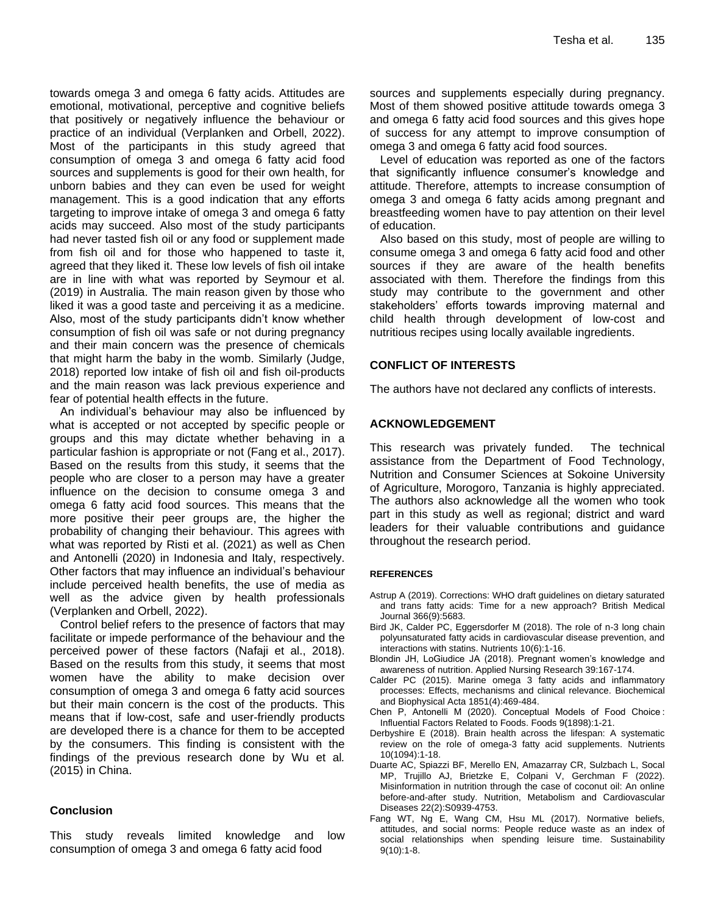towards omega 3 and omega 6 fatty acids. Attitudes are emotional, motivational, perceptive and cognitive beliefs that positively or negatively influence the behaviour or practice of an individual (Verplanken and Orbell, 2022). Most of the participants in this study agreed that consumption of omega 3 and omega 6 fatty acid food sources and supplements is good for their own health, for unborn babies and they can even be used for weight management. This is a good indication that any efforts targeting to improve intake of omega 3 and omega 6 fatty acids may succeed. Also most of the study participants had never tasted fish oil or any food or supplement made from fish oil and for those who happened to taste it, agreed that they liked it. These low levels of fish oil intake are in line with what was reported by Seymour et al. (2019) in Australia. The main reason given by those who liked it was a good taste and perceiving it as a medicine. Also, most of the study participants didn't know whether consumption of fish oil was safe or not during pregnancy and their main concern was the presence of chemicals that might harm the baby in the womb. Similarly (Judge, 2018) reported low intake of fish oil and fish oil-products and the main reason was lack previous experience and fear of potential health effects in the future.

An individual's behaviour may also be influenced by what is accepted or not accepted by specific people or groups and this may dictate whether behaving in a particular fashion is appropriate or not (Fang et al., 2017). Based on the results from this study, it seems that the people who are closer to a person may have a greater influence on the decision to consume omega 3 and omega 6 fatty acid food sources. This means that the more positive their peer groups are, the higher the probability of changing their behaviour. This agrees with what was reported by Risti et al. (2021) as well as Chen and Antonelli (2020) in Indonesia and Italy, respectively. Other factors that may influence an individual's behaviour include perceived health benefits, the use of media as well as the advice given by health professionals (Verplanken and Orbell, 2022).

Control belief refers to the presence of factors that may facilitate or impede performance of the behaviour and the perceived power of these factors (Nafaji et al., 2018). Based on the results from this study, it seems that most women have the ability to make decision over consumption of omega 3 and omega 6 fatty acid sources but their main concern is the cost of the products. This means that if low-cost, safe and user-friendly products are developed there is a chance for them to be accepted by the consumers. This finding is consistent with the findings of the previous research done by Wu et al*.* (2015) in China.

## Conclusion

This study reveals limited knowledge and low consumption of omega 3 and omega 6 fatty acid food sources and supplements especially during pregnancy. Most of them showed positive attitude towards omega 3 and omega 6 fatty acid food sources and this gives hope of success for any attempt to improve consumption of omega 3 and omega 6 fatty acid food sources.

Level of education was reported as one of the factors that significantly influence consumer's knowledge and attitude. Therefore, attempts to increase consumption of omega 3 and omega 6 fatty acids among pregnant and breastfeeding women have to pay attention on their level of education.

Also based on this study, most of people are willing to consume omega 3 and omega 6 fatty acid food and other sources if they are aware of the health benefits associated with them. Therefore the findings from this study may contribute to the government and other stakeholders' efforts towards improving maternal and child health through development of low-cost and nutritious recipes using locally available ingredients.

## CONFLICT OF INTERESTS

The authors have not declared any conflicts of interests.

## ACKNOWLEDGEMENT

This research was privately funded. The technical assistance from the Department of Food Technology, Nutrition and Consumer Sciences at Sokoine University of Agriculture, Morogoro, Tanzania is highly appreciated. The authors also acknowledge all the women who took part in this study as well as regional; district and ward leaders for their valuable contributions and guidance throughout the research period.

## REFERENCES

Astrup A (2019). Corrections: WHO draft guidelines on dietary saturated and trans fatty acids: Time for a new approach? British Medical Journal 366(9):5683.

Bird JK, Calder PC, Eggersdorfer M (2018). The role of n-3 long chain polyunsaturated fatty acids in cardiovascular disease prevention, and interactions with statins. Nutrients 10(6):1-16.

Blondin JH, LoGiudice JA (2018). Pregnant women's knowledge and awareness of nutrition. Applied Nursing Research 39:167-174.

Calder PC (2015). Marine omega 3 fatty acids and inflammatory processes: Effects, mechanisms and clinical relevance. Biochemical and Biophysical Acta 1851(4):469-484.

Chen P, Antonelli M (2020). Conceptual Models of Food Choice : Influential Factors Related to Foods. Foods 9(1898):1-21.

Derbyshire E (2018). Brain health across the lifespan: A systematic review on the role of omega-3 fatty acid supplements. Nutrients 10(1094):1-18.

Duarte AC, Spiazzi BF, Merello EN, Amazarray CR, Sulzbach L, Socal MP, Trujillo AJ, Brietzke E, Colpani V, Gerchman F (2022). Misinformation in nutrition through the case of coconut oil: An online before-and-after study. Nutrition, Metabolism and Cardiovascular Diseases 22(2):S0939-4753.

Fang WT, Ng E, Wang CM, Hsu ML (2017). Normative beliefs, attitudes, and social norms: People reduce waste as an index of social relationships when spending leisure time. Sustainability 9(10):1-8.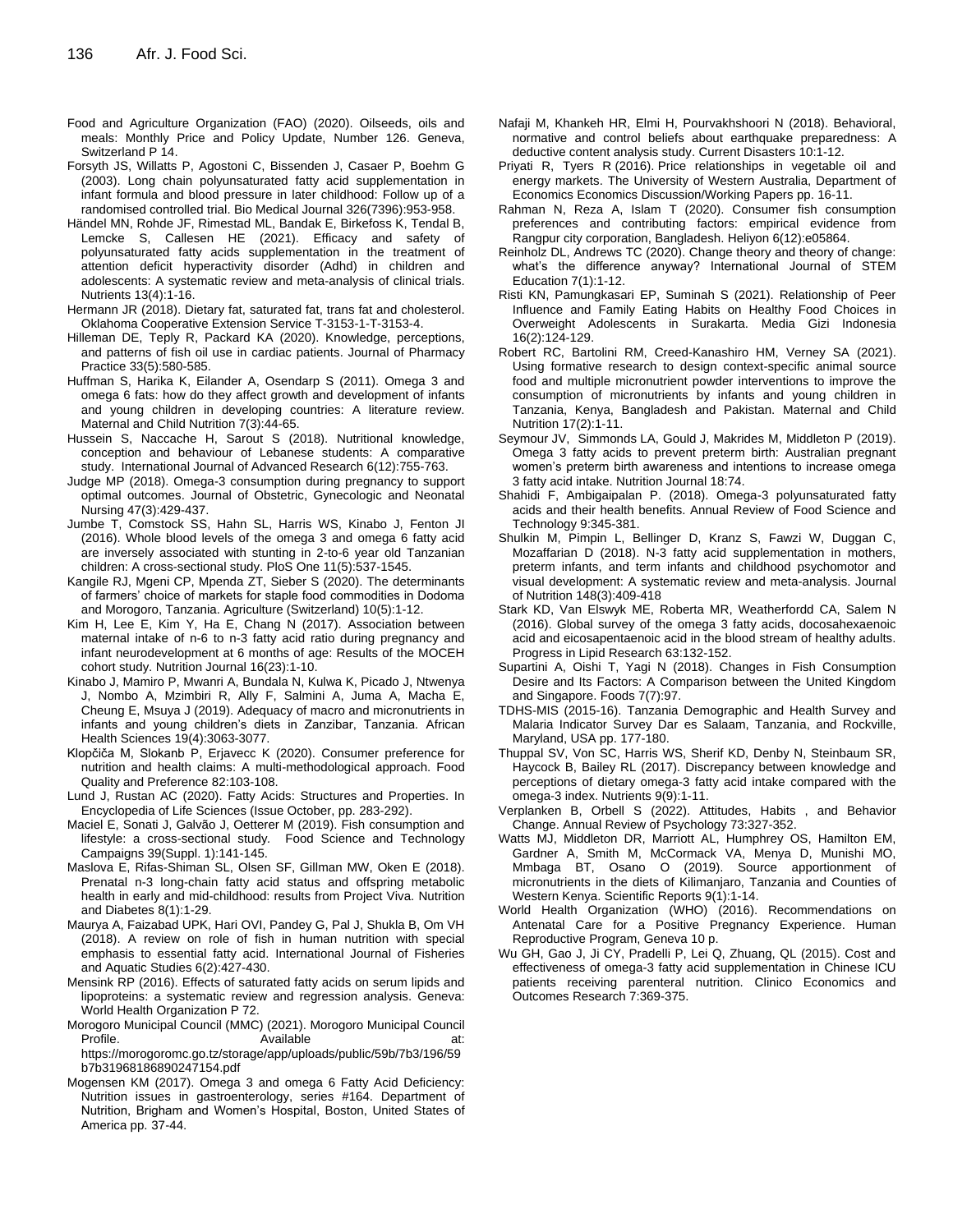Food and Agriculture Organization (FAO) (2020). Oilseeds, oils and meals: Monthly Price and Policy Update, Number 126. Geneva, Switzerland P 14.

Forsyth JS, Willatts P, Agostoni C, Bissenden J, Casaer P, Boehm G (2003). Long chain polyunsaturated fatty acid supplementation in infant formula and blood pressure in later childhood: Follow up of a randomised controlled trial. Bio Medical Journal 326(7396):953-958.

Händel MN, Rohde JF, Rimestad ML, Bandak E, Birkefoss K, Tendal B, Lemcke S, Callesen HE (2021). Efficacy and safety of polyunsaturated fatty acids supplementation in the treatment of attention deficit hyperactivity disorder (Adhd) in children and adolescents: A systematic review and meta-analysis of clinical trials. Nutrients 13(4):1-16.

Hermann JR (2018). Dietary fat, saturated fat, trans fat and cholesterol. Oklahoma Cooperative Extension Service T-3153-1-T-3153-4.

Hilleman DE, Teply R, Packard KA (2020). Knowledge, perceptions, and patterns of fish oil use in cardiac patients. Journal of Pharmacy Practice 33(5):580-585.

Huffman S, Harika K, Eilander A, Osendarp S (2011). Omega 3 and omega 6 fats: how do they affect growth and development of infants and young children in developing countries: A literature review. Maternal and Child Nutrition 7(3):44-65.

Hussein S, Naccache H, Sarout S (2018). Nutritional knowledge, conception and behaviour of Lebanese students: A comparative study. International Journal of Advanced Research 6(12):755-763.

Judge MP (2018). Omega-3 consumption during pregnancy to support optimal outcomes. Journal of Obstetric, Gynecologic and Neonatal Nursing 47(3):429-437.

Jumbe T, Comstock SS, Hahn SL, Harris WS, Kinabo J, Fenton JI (2016). Whole blood levels of the omega 3 and omega 6 fatty acid are inversely associated with stunting in 2-to-6 year old Tanzanian children: A cross-sectional study. PloS One 11(5):537-1545.

Kangile RJ, Mgeni CP, Mpenda ZT, Sieber S (2020). The determinants of farmers' choice of markets for staple food commodities in Dodoma and Morogoro, Tanzania. Agriculture (Switzerland) 10(5):1-12.

Kim H, Lee E, Kim Y, Ha E, Chang N (2017). Association between maternal intake of n-6 to n-3 fatty acid ratio during pregnancy and infant neurodevelopment at 6 months of age: Results of the MOCEH cohort study. Nutrition Journal 16(23):1-10.

Kinabo J, Mamiro P, Mwanri A, Bundala N, Kulwa K, Picado J, Ntwenya J, Nombo A, Mzimbiri R, Ally F, Salmini A, Juma A, Macha E, Cheung E, Msuya J (2019). Adequacy of macro and micronutrients in infants and young children's diets in Zanzibar, Tanzania. African Health Sciences 19(4):3063-3077.

Klopčiča M, Slokanb P, Erjavecc K (2020). Consumer preference for nutrition and health claims: A multi-methodological approach. Food Quality and Preference 82:103-108.

Lund J, Rustan AC (2020). Fatty Acids: Structures and Properties. In Encyclopedia of Life Sciences (Issue October, pp. 283-292).

Maciel E, Sonati J, Galvão J, Oetterer M (2019). Fish consumption and lifestyle: a cross-sectional study. Food Science and Technology Campaigns 39(Suppl. 1):141-145.

Maslova E, Rifas-Shiman SL, Olsen SF, Gillman MW, Oken E (2018). Prenatal n-3 long-chain fatty acid status and offspring metabolic health in early and mid-childhood: results from Project Viva. Nutrition and Diabetes 8(1):1-29.

Maurya A, Faizabad UPK, Hari OVI, Pandey G, Pal J, Shukla B, Om VH (2018). A review on role of fish in human nutrition with special emphasis to essential fatty acid. International Journal of Fisheries and Aquatic Studies 6(2):427-430.

Mensink RP (2016). Effects of saturated fatty acids on serum lipids and lipoproteins: a systematic review and regression analysis. Geneva: World Health Organization P 72.

Morogoro Municipal Council (MMC) (2021). Morogoro Municipal Council Profile. Available at: https://morogoromc.go.tz/storage/app/uploads/public/59b/7b3/196/59b7b31968186890247154.pdf

Mogensen KM (2017). Omega 3 and omega 6 Fatty Acid Deficiency: Nutrition issues in gastroenterology, series #164. Department of Nutrition, Brigham and Women's Hospital, Boston, United States of America pp. 37-44.

Nafaji M, Khankeh HR, Elmi H, Pourvakhshoori N (2018). Behavioral, normative and control beliefs about earthquake preparedness: A deductive content analysis study. Current Disasters 10:1-12.

Priyati R, Tyers R (2016). Price relationships in vegetable oil and energy markets. The University of Western Australia, Department of Economics Economics Discussion/Working Papers pp. 16-11.

Rahman N, Reza A, Islam T (2020). Consumer fish consumption preferences and contributing factors: empirical evidence from Rangpur city corporation, Bangladesh. Heliyon 6(12):e05864.

Reinholz DL, Andrews TC (2020). Change theory and theory of change: what's the difference anyway? International Journal of STEM Education 7(1):1-12.

Risti KN, Pamungkasari EP, Suminah S (2021). Relationship of Peer Influence and Family Eating Habits on Healthy Food Choices in Overweight Adolescents in Surakarta. Media Gizi Indonesia 16(2):124-129.

Robert RC, Bartolini RM, Creed-Kanashiro HM, Verney SA (2021). Using formative research to design context-specific animal source food and multiple micronutrient powder interventions to improve the consumption of micronutrients by infants and young children in Tanzania, Kenya, Bangladesh and Pakistan. Maternal and Child Nutrition 17(2):1-11.

Seymour JV, Simmonds LA, Gould J, Makrides M, Middleton P (2019). Omega 3 fatty acids to prevent preterm birth: Australian pregnant women's preterm birth awareness and intentions to increase omega 3 fatty acid intake. Nutrition Journal 18:74.

Shahidi F, Ambigaipalan P. (2018). Omega-3 polyunsaturated fatty acids and their health benefits. Annual Review of Food Science and Technology 9:345-381.

Shulkin M, Pimpin L, Bellinger D, Kranz S, Fawzi W, Duggan C, Mozaffarian D (2018). N-3 fatty acid supplementation in mothers, preterm infants, and term infants and childhood psychomotor and visual development: A systematic review and meta-analysis. Journal of Nutrition 148(3):409-418

Stark KD, Van Elswyk ME, Roberta MR, Weatherfordd CA, Salem N (2016). Global survey of the omega 3 fatty acids, docosahexaenoic acid and eicosapentaenoic acid in the blood stream of healthy adults. Progress in Lipid Research 63:132-152.

Supartini A, Oishi T, Yagi N (2018). Changes in Fish Consumption Desire and Its Factors: A Comparison between the United Kingdom and Singapore. Foods 7(7):97.

TDHS-MIS (2015-16). Tanzania Demographic and Health Survey and Malaria Indicator Survey Dar es Salaam, Tanzania, and Rockville, Maryland, USA pp. 177-180.

Thuppal SV, Von SC, Harris WS, Sherif KD, Denby N, Steinbaum SR, Haycock B, Bailey RL (2017). Discrepancy between knowledge and perceptions of dietary omega-3 fatty acid intake compared with the omega-3 index. Nutrients 9(9):1-11.

Verplanken B, Orbell S (2022). Attitudes, Habits , and Behavior Change. Annual Review of Psychology 73:327-352.

Watts MJ, Middleton DR, Marriott AL, Humphrey OS, Hamilton EM, Gardner A, Smith M, McCormack VA, Menya D, Munishi MO, Mmbaga BT, Osano O (2019). Source apportionment of micronutrients in the diets of Kilimanjaro, Tanzania and Counties of Western Kenya. Scientific Reports 9(1):1-14.

World Health Organization (WHO) (2016). Recommendations on Antenatal Care for a Positive Pregnancy Experience. Human Reproductive Program, Geneva 10 p.

Wu GH, Gao J, Ji CY, Pradelli P, Lei Q, Zhuang, QL (2015). Cost and effectiveness of omega-3 fatty acid supplementation in Chinese ICU patients receiving parenteral nutrition. Clinico Economics and Outcomes Research 7:369-375.